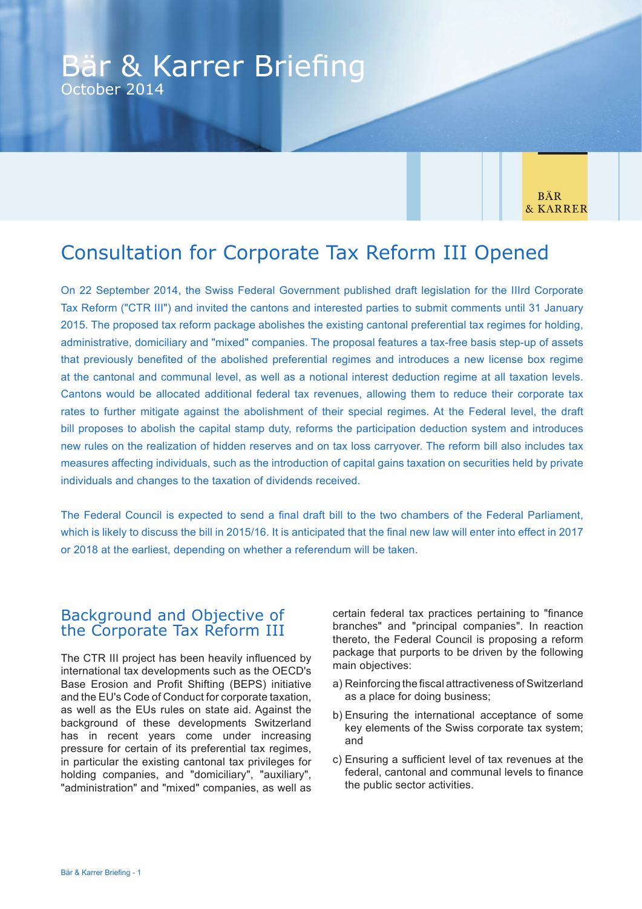# Bär & Karrer Briefing

October 2014

## Consultation for Corporate Tax Reform III Opened

On 22 September 2014, the Swiss Federal Government published draft legislation for the IIIrd Corporate Tax Reform ("CTR III") and invited the cantons and interested parties to submit comments until 31 January 2015. The proposed tax reform package abolishes the existing cantonal preferential tax regimes for holding, administrative, domiciliary and "mixed" companies. The proposal features a tax-free basis step-up of assets that previously benefited of the abolished preferential regimes and introduces a new license box regime at the cantonal and communal level, as well as a notional interest deduction regime at all taxation levels. Cantons would be allocated additional federal tax revenues, allowing them to reduce their corporate tax rates to further mitigate against the abolishment of their special regimes. At the Federal level, the draft bill proposes to abolish the capital stamp duty, reforms the participation deduction system and introduces new rules on the realization of hidden reserves and on tax loss carryover. The reform bill also includes tax measures affecting individuals, such as the introduction of capital gains taxation on securities held by private individuals and changes to the taxation of dividends received.

The Federal Council is expected to send a final draft bill to the two chambers of the Federal Parliament, which is likely to discuss the bill in 2015/16. It is anticipated that the final new law will enter into effect in 2017 or 2018 at the earliest, depending on whether a referendum will be taken.

### Background and Objective of the Corporate Tax Reform III

The CTR III project has been heavily influenced by international tax developments such as the OECD's Base Erosion and Profit Shifting (BEPS) initiative and the EU's Code of Conduct for corporate taxation, as well as the EUs rules on state aid. Against the background of these developments Switzerland has in recent years come under increasing pressure for certain of its preferential tax regimes, in particular the existing cantonal tax privileges for holding companies, and "domiciliary", "auxiliary", "administration" and "mixed" companies, as well as certain federal tax practices pertaining to "finance branches" and "principal companies". In reaction thereto, the Federal Council is proposing a reform package that purports to be driven by the following main objectives:

a) Reinforcing the fiscal attractiveness of Switzerland as a place for doing business;

b) Ensuring the international acceptance of some key elements of the Swiss corporate tax system; and

c) Ensuring a sufficient level of tax revenues at the federal, cantonal and communal levels to finance the public sector activities.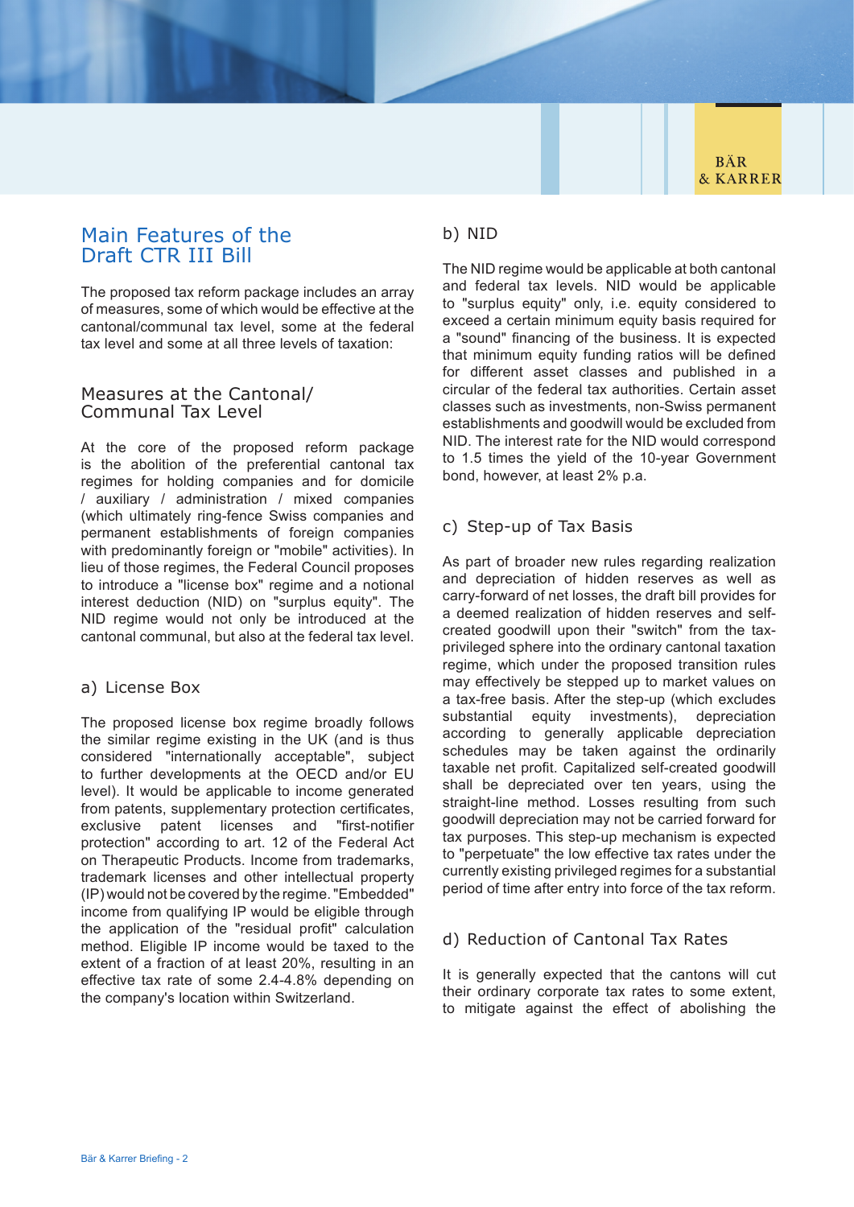## Main Features of the Draft CTR III Bill

The proposed tax reform package includes an array of measures, some of which would be effective at the cantonal/communal tax level, some at the federal tax level and some at all three levels of taxation:

### Measures at the Cantonal/ Communal Tax Level

At the core of the proposed reform package is the abolition of the preferential cantonal tax regimes for holding companies and for domicile / auxiliary / administration / mixed companies (which ultimately ring-fence Swiss companies and permanent establishments of foreign companies with predominantly foreign or "mobile" activities). In lieu of those regimes, the Federal Council proposes to introduce a "license box" regime and a notional interest deduction (NID) on "surplus equity". The NID regime would not only be introduced at the cantonal communal, but also at the federal tax level.

#### a) License Box

The proposed license box regime broadly follows the similar regime existing in the UK (and is thus considered "internationally acceptable", subject to further developments at the OECD and/or EU level). It would be applicable to income generated from patents, supplementary protection certificates, exclusive patent licenses and "first-notifier protection" according to art. 12 of the Federal Act on Therapeutic Products. Income from trademarks, trademark licenses and other intellectual property (IP) would not be covered by the regime. "Embedded" income from qualifying IP would be eligible through the application of the "residual profit" calculation method. Eligible IP income would be taxed to the extent of a fraction of at least 20%, resulting in an effective tax rate of some 2.4-4.8% depending on the company's location within Switzerland.

#### b) NID

The NID regime would be applicable at both cantonal and federal tax levels. NID would be applicable to "surplus equity" only, i.e. equity considered to exceed a certain minimum equity basis required for a "sound" financing of the business. It is expected that minimum equity funding ratios will be defined for different asset classes and published in a circular of the federal tax authorities. Certain asset classes such as investments, non-Swiss permanent establishments and goodwill would be excluded from NID. The interest rate for the NID would correspond to 1.5 times the yield of the 10-year Government bond, however, at least 2% p.a.

#### c) Step-up of Tax Basis

As part of broader new rules regarding realization and depreciation of hidden reserves as well as carry-forward of net losses, the draft bill provides for a deemed realization of hidden reserves and self-created goodwill upon their "switch" from the tax-privileged sphere into the ordinary cantonal taxation regime, which under the proposed transition rules may effectively be stepped up to market values on a tax-free basis. After the step-up (which excludes substantial equity investments), depreciation according to generally applicable depreciation schedules may be taken against the ordinarily taxable net profit. Capitalized self-created goodwill shall be depreciated over ten years, using the straight-line method. Losses resulting from such goodwill depreciation may not be carried forward for tax purposes. This step-up mechanism is expected to "perpetuate" the low effective tax rates under the currently existing privileged regimes for a substantial period of time after entry into force of the tax reform.

#### d) Reduction of Cantonal Tax Rates

It is generally expected that the cantons will cut their ordinary corporate tax rates to some extent, to mitigate against the effect of abolishing the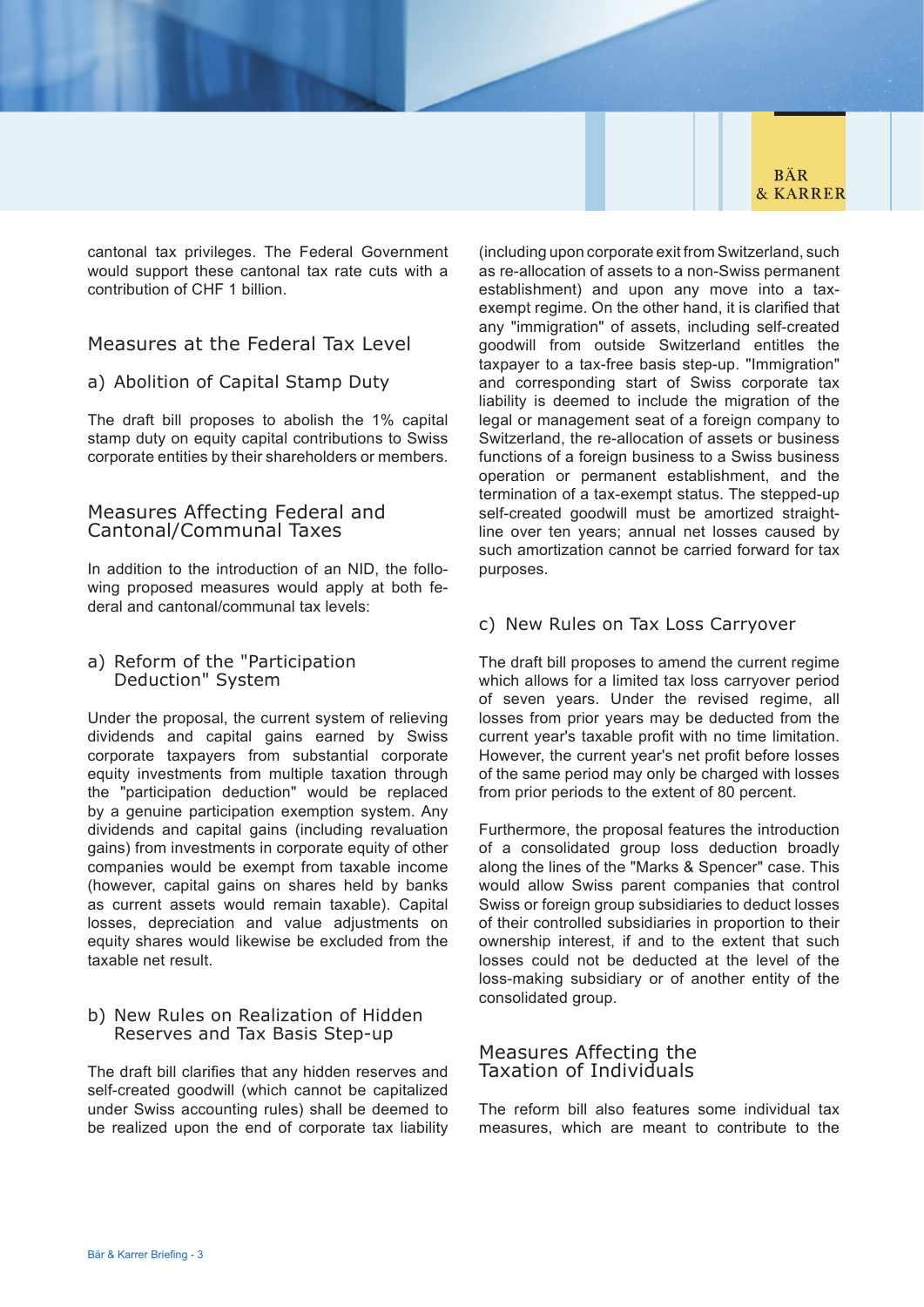cantonal tax privileges. The Federal Government would support these cantonal tax rate cuts with a contribution of CHF 1 billion.

## Measures at the Federal Tax Level

### a) Abolition of Capital Stamp Duty

The draft bill proposes to abolish the 1% capital stamp duty on equity capital contributions to Swiss corporate entities by their shareholders or members.

## Measures Affecting Federal and Cantonal/Communal Taxes

In addition to the introduction of an NID, the following proposed measures would apply at both federal and cantonal/communal tax levels:

### a) Reform of the "Participation Deduction" System

Under the proposal, the current system of relieving dividends and capital gains earned by Swiss corporate taxpayers from substantial corporate equity investments from multiple taxation through the "participation deduction" would be replaced by a genuine participation exemption system. Any dividends and capital gains (including revaluation gains) from investments in corporate equity of other companies would be exempt from taxable income (however, capital gains on shares held by banks as current assets would remain taxable). Capital losses, depreciation and value adjustments on equity shares would likewise be excluded from the taxable net result.

### b) New Rules on Realization of Hidden Reserves and Tax Basis Step-up

The draft bill clarifies that any hidden reserves and self-created goodwill (which cannot be capitalized under Swiss accounting rules) shall be deemed to be realized upon the end of corporate tax liability (including upon corporate exit from Switzerland, such as re-allocation of assets to a non-Swiss permanent establishment) and upon any move into a tax-exempt regime. On the other hand, it is clarified that any "immigration" of assets, including self-created goodwill from outside Switzerland entitles the taxpayer to a tax-free basis step-up. "Immigration" and corresponding start of Swiss corporate tax liability is deemed to include the migration of the legal or management seat of a foreign company to Switzerland, the re-allocation of assets or business functions of a foreign business to a Swiss business operation or permanent establishment, and the termination of a tax-exempt status. The stepped-up self-created goodwill must be amortized straight-line over ten years; annual net losses caused by such amortization cannot be carried forward for tax purposes.

### c) New Rules on Tax Loss Carryover

The draft bill proposes to amend the current regime which allows for a limited tax loss carryover period of seven years. Under the revised regime, all losses from prior years may be deducted from the current year's taxable profit with no time limitation. However, the current year's net profit before losses of the same period may only be charged with losses from prior periods to the extent of 80 percent.

Furthermore, the proposal features the introduction of a consolidated group loss deduction broadly along the lines of the "Marks & Spencer" case. This would allow Swiss parent companies that control Swiss or foreign group subsidiaries to deduct losses of their controlled subsidiaries in proportion to their ownership interest, if and to the extent that such losses could not be deducted at the level of the loss-making subsidiary or of another entity of the consolidated group.

## Measures Affecting the Taxation of Individuals

The reform bill also features some individual tax measures, which are meant to contribute to the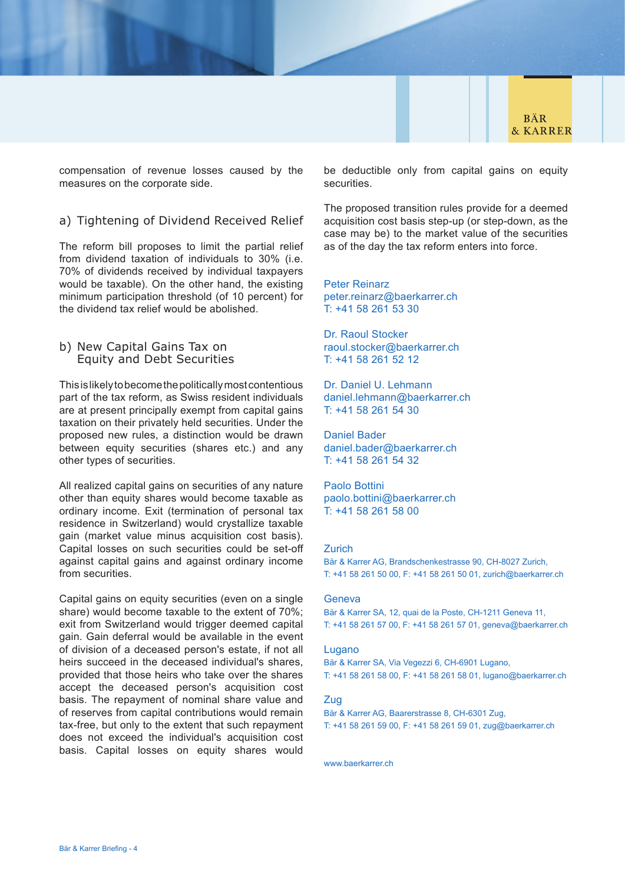compensation of revenue losses caused by the measures on the corporate side.

## a) Tightening of Dividend Received Relief

The reform bill proposes to limit the partial relief from dividend taxation of individuals to 30% (i.e. 70% of dividends received by individual taxpayers would be taxable). On the other hand, the existing minimum participation threshold (of 10 percent) for the dividend tax relief would be abolished.

## b) New Capital Gains Tax on Equity and Debt Securities

This is likely to become the politically most contentious part of the tax reform, as Swiss resident individuals are at present principally exempt from capital gains taxation on their privately held securities. Under the proposed new rules, a distinction would be drawn between equity securities (shares etc.) and any other types of securities.

All realized capital gains on securities of any nature other than equity shares would become taxable as ordinary income. Exit (termination of personal tax residence in Switzerland) would crystallize taxable gain (market value minus acquisition cost basis). Capital losses on such securities could be set-off against capital gains and against ordinary income from securities.

Capital gains on equity securities (even on a single share) would become taxable to the extent of 70%; exit from Switzerland would trigger deemed capital gain. Gain deferral would be available in the event of division of a deceased person's estate, if not all heirs succeed in the deceased individual's shares, provided that those heirs who take over the shares accept the deceased person's acquisition cost basis. The repayment of nominal share value and of reserves from capital contributions would remain tax-free, but only to the extent that such repayment does not exceed the individual's acquisition cost basis. Capital losses on equity shares would be deductible only from capital gains on equity securities.

The proposed transition rules provide for a deemed acquisition cost basis step-up (or step-down, as the case may be) to the market value of the securities as of the day the tax reform enters into force.

Peter Reinarz
peter.reinarz@baerkarrer.ch
T: +41 58 261 53 30

Dr. Raoul Stocker
raoul.stocker@baerkarrer.ch
T: +41 58 261 52 12

Dr. Daniel U. Lehmann
daniel.lehmann@baerkarrer.ch
T: +41 58 261 54 30

Daniel Bader
daniel.bader@baerkarrer.ch
T: +41 58 261 54 32

Paolo Bottini
paolo.bottini@baerkarrer.ch
T: +41 58 261 58 00

**Zurich**
Bär & Karrer AG, Brandschenkestrasse 90, CH-8027 Zurich,
T: +41 58 261 50 00, F: +41 58 261 50 01, zurich@baerkarrer.ch

**Geneva**
Bär & Karrer SA, 12, quai de la Poste, CH-1211 Geneva 11,
T: +41 58 261 57 00, F: +41 58 261 57 01, geneva@baerkarrer.ch

**Lugano**
Bär & Karrer SA, Via Vegezzi 6, CH-6901 Lugano,
T: +41 58 261 58 00, F: +41 58 261 58 01, lugano@baerkarrer.ch

**Zug**
Bär & Karrer AG, Baarerstrasse 8, CH-6301 Zug,
T: +41 58 261 59 00, F: +41 58 261 59 01, zug@baerkarrer.ch

www.baerkarrer.ch